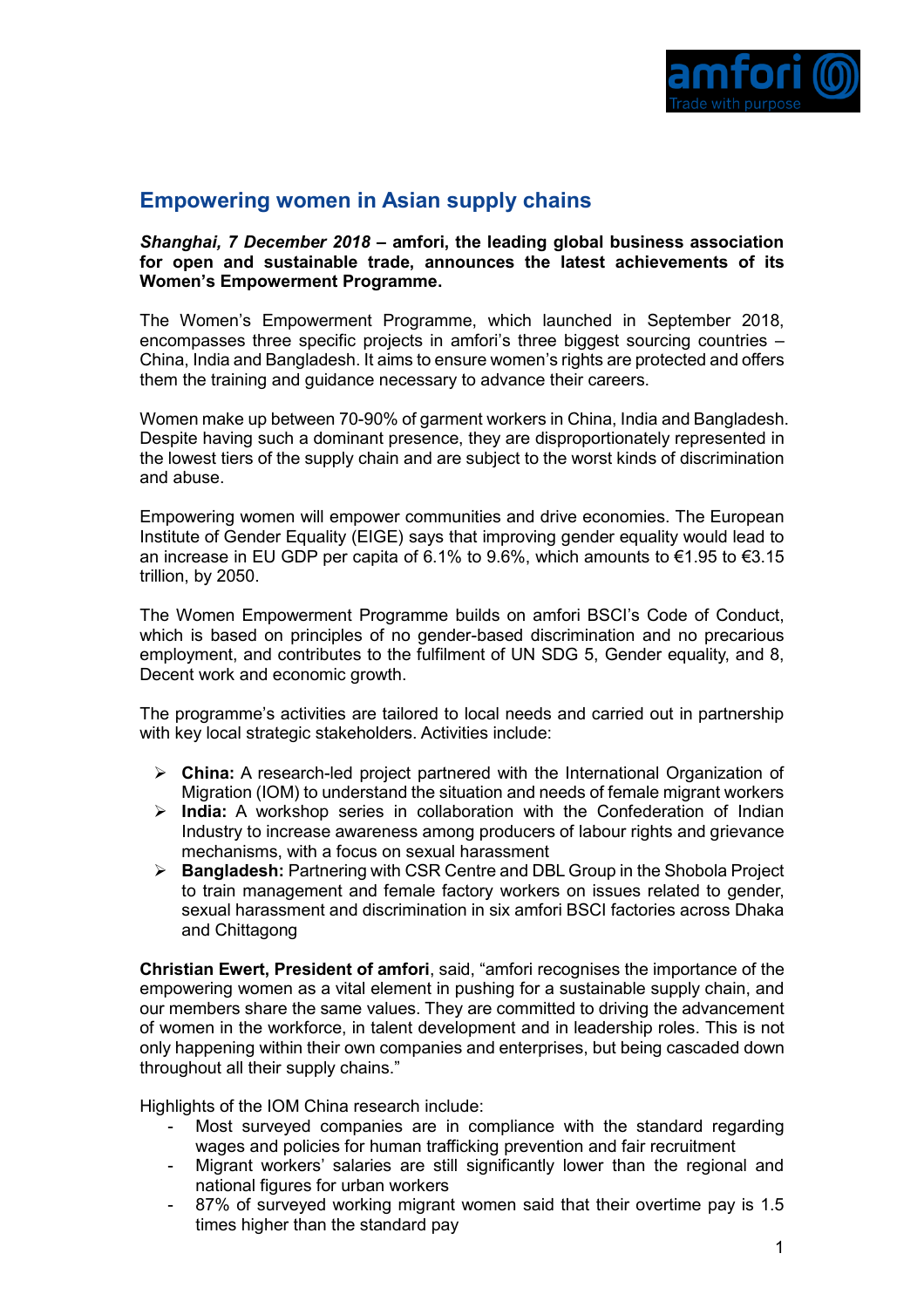# Empowering women in Asian supply chains

***Shanghai, 7 December 2018* – amfori, the leading global business association for open and sustainable trade, announces the latest achievements of its Women's Empowerment Programme.**

The Women's Empowerment Programme, which launched in September 2018, encompasses three specific projects in amfori's three biggest sourcing countries – China, India and Bangladesh. It aims to ensure women's rights are protected and offers them the training and guidance necessary to advance their careers.

Women make up between 70-90% of garment workers in China, India and Bangladesh. Despite having such a dominant presence, they are disproportionately represented in the lowest tiers of the supply chain and are subject to the worst kinds of discrimination and abuse.

Empowering women will empower communities and drive economies. The European Institute of Gender Equality (EIGE) says that improving gender equality would lead to an increase in EU GDP per capita of 6.1% to 9.6%, which amounts to €1.95 to €3.15 trillion, by 2050.

The Women Empowerment Programme builds on amfori BSCI's Code of Conduct, which is based on principles of no gender-based discrimination and no precarious employment, and contributes to the fulfilment of UN SDG 5, Gender equality, and 8, Decent work and economic growth.

The programme's activities are tailored to local needs and carried out in partnership with key local strategic stakeholders. Activities include:

- **China:** A research-led project partnered with the International Organization of Migration (IOM) to understand the situation and needs of female migrant workers
- **India:** A workshop series in collaboration with the Confederation of Indian Industry to increase awareness among producers of labour rights and grievance mechanisms, with a focus on sexual harassment
- **Bangladesh:** Partnering with CSR Centre and DBL Group in the Shobola Project to train management and female factory workers on issues related to gender, sexual harassment and discrimination in six amfori BSCI factories across Dhaka and Chittagong

**Christian Ewert, President of amfori**, said, "amfori recognises the importance of the empowering women as a vital element in pushing for a sustainable supply chain, and our members share the same values. They are committed to driving the advancement of women in the workforce, in talent development and in leadership roles. This is not only happening within their own companies and enterprises, but being cascaded down throughout all their supply chains."

Highlights of the IOM China research include:

- Most surveyed companies are in compliance with the standard regarding wages and policies for human trafficking prevention and fair recruitment
- Migrant workers' salaries are still significantly lower than the regional and national figures for urban workers
- 87% of surveyed working migrant women said that their overtime pay is 1.5 times higher than the standard pay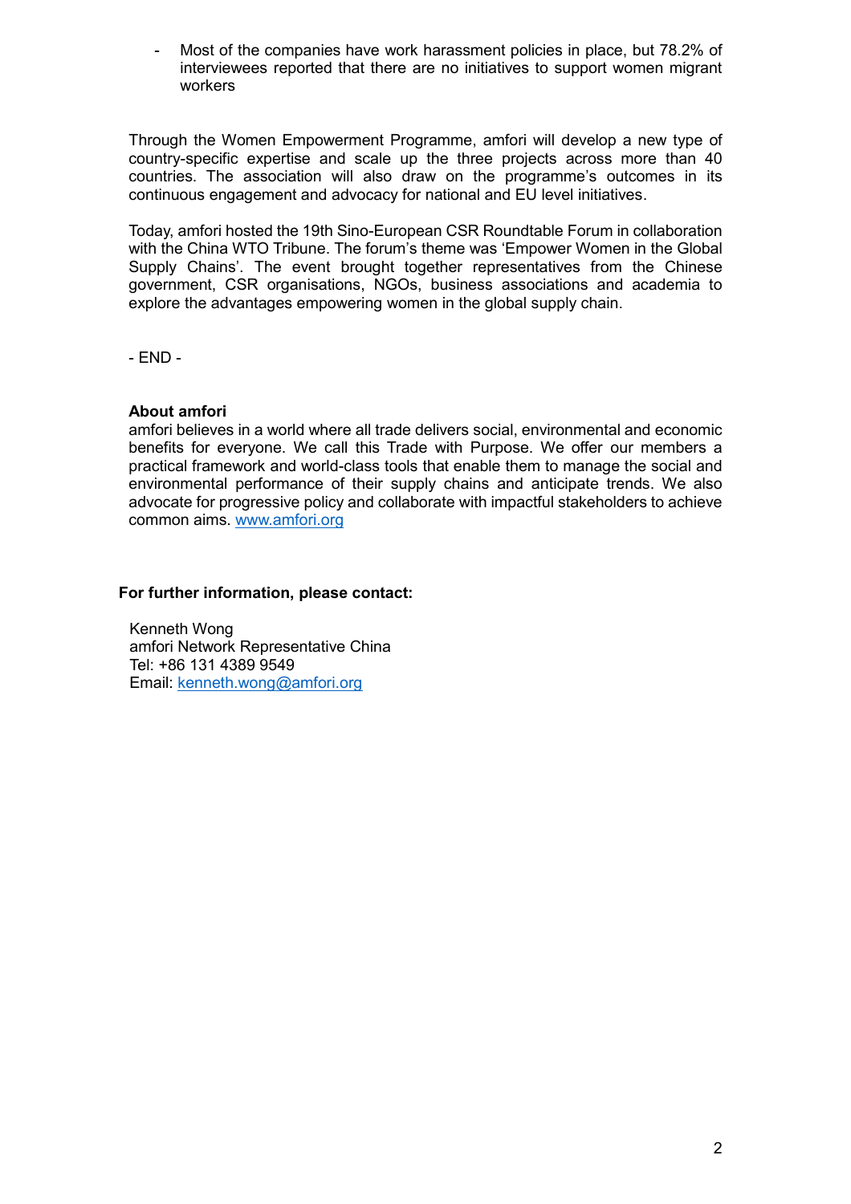- Most of the companies have work harassment policies in place, but 78.2% of interviewees reported that there are no initiatives to support women migrant workers

Through the Women Empowerment Programme, amfori will develop a new type of country-specific expertise and scale up the three projects across more than 40 countries. The association will also draw on the programme's outcomes in its continuous engagement and advocacy for national and EU level initiatives.

Today, amfori hosted the 19th Sino-European CSR Roundtable Forum in collaboration with the China WTO Tribune. The forum's theme was 'Empower Women in the Global Supply Chains'. The event brought together representatives from the Chinese government, CSR organisations, NGOs, business associations and academia to explore the advantages empowering women in the global supply chain.

- END -

**About amfori**

amfori believes in a world where all trade delivers social, environmental and economic benefits for everyone. We call this Trade with Purpose. We offer our members a practical framework and world-class tools that enable them to manage the social and environmental performance of their supply chains and anticipate trends. We also advocate for progressive policy and collaborate with impactful stakeholders to achieve common aims. www.amfori.org

**For further information, please contact:**

Kenneth Wong
amfori Network Representative China
Tel: +86 131 4389 9549
Email: kenneth.wong@amfori.org